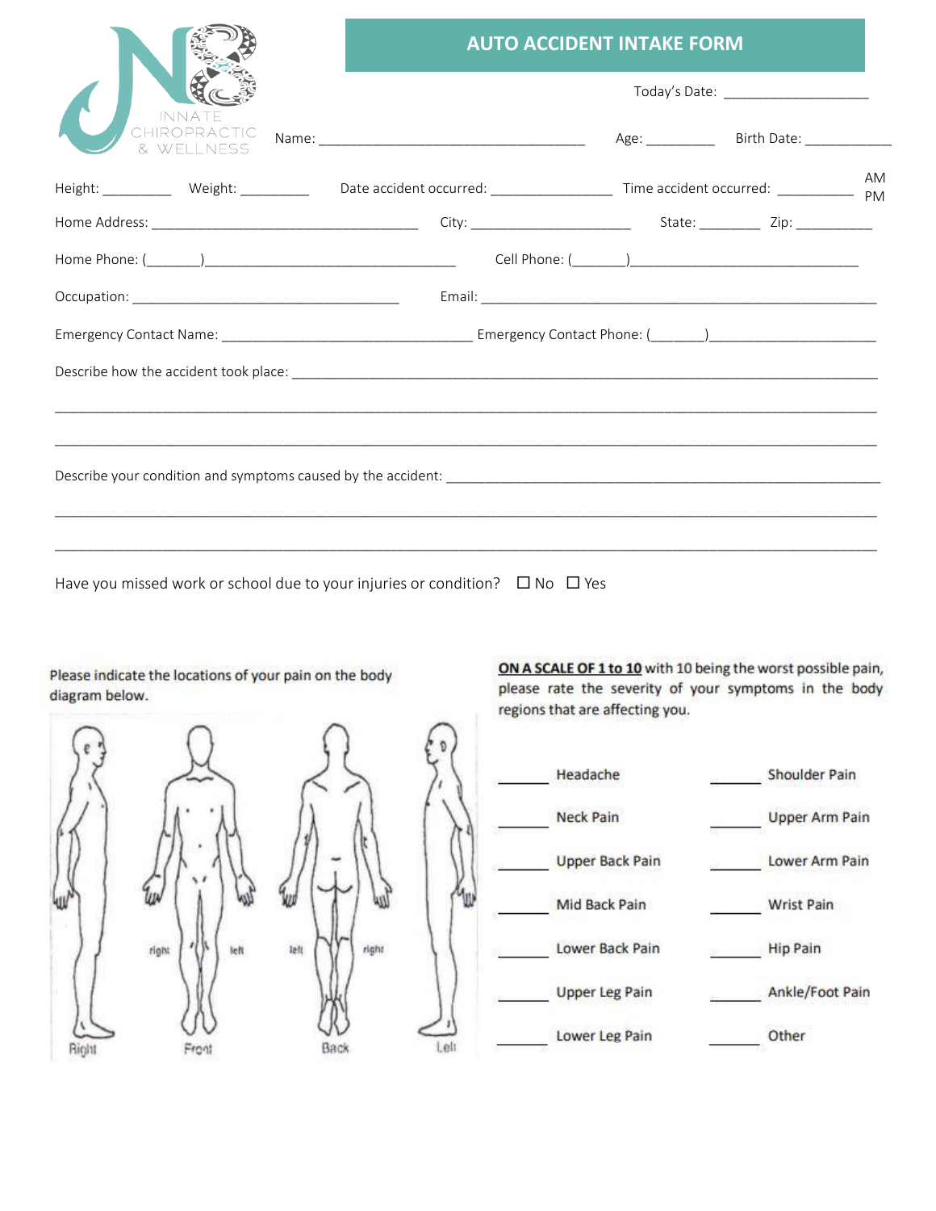INNATE CHIROPRACTIC & WELLNESS

# AUTO ACCIDENT INTAKE FORM

Today's Date: ___________________

Name: ___________________________________ Age: _________ Birth Date: ___________

Height: _________ Weight: _________ Date accident occurred: ________________ Time accident occurred: __________ AM PM

Home Address: __________________________________ City: _____________________ State: ________ Zip: __________

Home Phone: (_______)________________________________ Cell Phone: (_______)____________________________

Occupation: __________________________________ Email: ______________________________________________

Emergency Contact Name: ________________________________ Emergency Contact Phone: (_______)_____________________

Describe how the accident took place: ______________________________________________________________________

____________________________________________________________________________________________________

____________________________________________________________________________________________________

Describe your condition and symptoms caused by the accident: _______________________________________________

____________________________________________________________________________________________________

____________________________________________________________________________________________________

Have you missed work or school due to your injuries or condition? ☐ No ☐ Yes

Please indicate the locations of your pain on the body diagram below.

right left left right

Right Front Back Left

**ON A SCALE OF 1 to 10** with 10 being the worst possible pain, please rate the severity of your symptoms in the body regions that are affecting you.

| | | | |
|---|---|---|---|
| ______ | Headache | ______ | Shoulder Pain |
| ______ | Neck Pain | ______ | Upper Arm Pain |
| ______ | Upper Back Pain | ______ | Lower Arm Pain |
| ______ | Mid Back Pain | ______ | Wrist Pain |
| ______ | Lower Back Pain | ______ | Hip Pain |
| ______ | Upper Leg Pain | ______ | Ankle/Foot Pain |
| ______ | Lower Leg Pain | ______ | Other |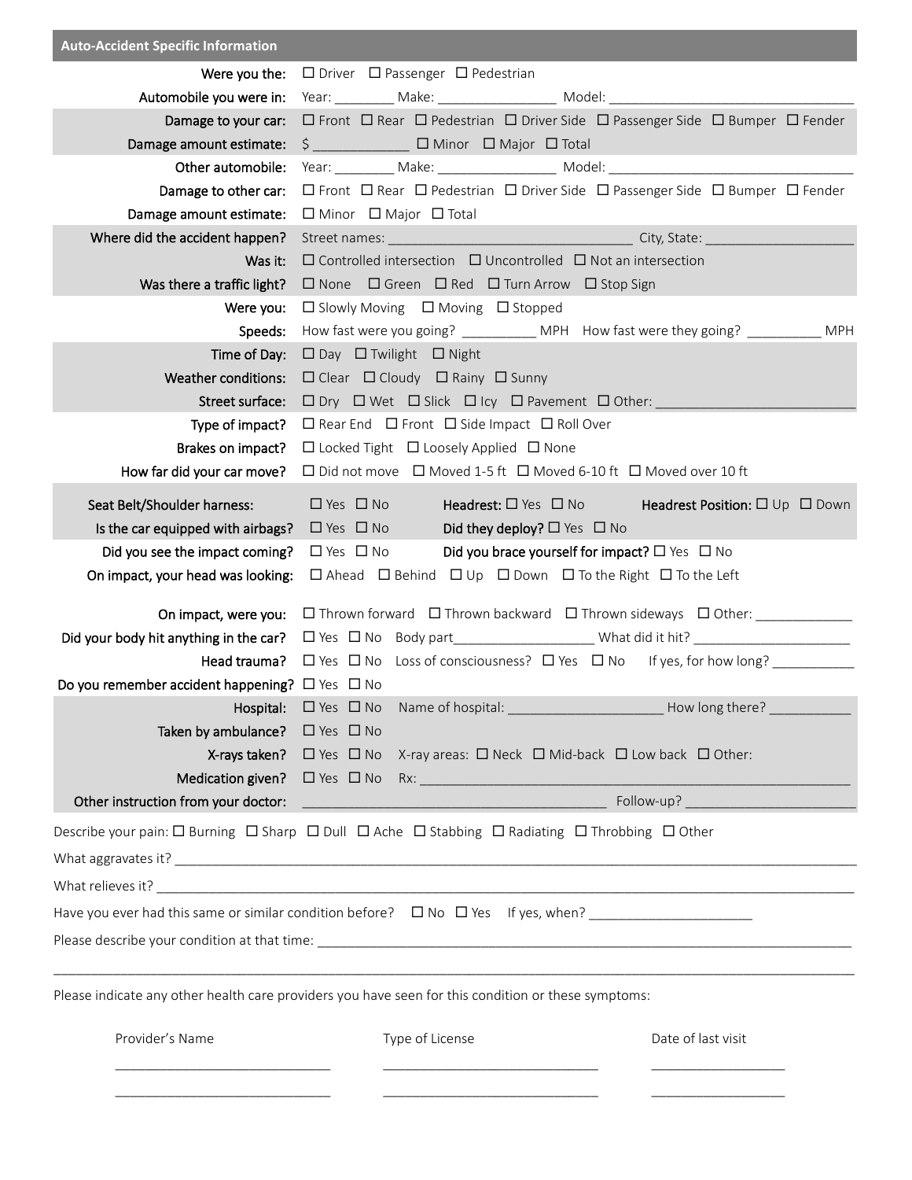## Auto-Accident Specific Information

| | |
|---|---|
| **Were you the:** | ☐ Driver ☐ Passenger ☐ Pedestrian |
| **Automobile you were in:** | Year: ________ Make: _______________ Model: ________________________________ |
| **Damage to your car:** | ☐ Front ☐ Rear ☐ Pedestrian ☐ Driver Side ☐ Passenger Side ☐ Bumper ☐ Fender |
| **Damage amount estimate:** | $ ____________ ☐ Minor ☐ Major ☐ Total |
| **Other automobile:** | Year: ________ Make: _______________ Model: ________________________________ |
| **Damage to other car:** | ☐ Front ☐ Rear ☐ Pedestrian ☐ Driver Side ☐ Passenger Side ☐ Bumper ☐ Fender |
| **Damage amount estimate:** | ☐ Minor ☐ Major ☐ Total |
| **Where did the accident happen?** | Street names: ________________________________ City, State: ____________________ |
| **Was it:** | ☐ Controlled intersection ☐ Uncontrolled ☐ Not an intersection |
| **Was there a traffic light?** | ☐ None ☐ Green ☐ Red ☐ Turn Arrow ☐ Stop Sign |
| **Were you:** | ☐ Slowly Moving ☐ Moving ☐ Stopped |
| **Speeds:** | How fast were you going? __________ MPH How fast were they going? __________ MPH |
| **Time of Day:** | ☐ Day ☐ Twilight ☐ Night |
| **Weather conditions:** | ☐ Clear ☐ Cloudy ☐ Rainy ☐ Sunny |
| **Street surface:** | ☐ Dry ☐ Wet ☐ Slick ☐ Icy ☐ Pavement ☐ Other: __________________________ |
| **Type of impact?** | ☐ Rear End ☐ Front ☐ Side Impact ☐ Roll Over |
| **Brakes on impact?** | ☐ Locked Tight ☐ Loosely Applied ☐ None |
| **How far did your car move?** | ☐ Did not move ☐ Moved 1-5 ft ☐ Moved 6-10 ft ☐ Moved over 10 ft |
| **Seat Belt/Shoulder harness:** | ☐ Yes ☐ No **Headrest:** ☐ Yes ☐ No **Headrest Position:** ☐ Up ☐ Down |
| **Is the car equipped with airbags?** | ☐ Yes ☐ No **Did they deploy?** ☐ Yes ☐ No |
| **Did you see the impact coming?** | ☐ Yes ☐ No **Did you brace yourself for impact?** ☐ Yes ☐ No |
| **On impact, your head was looking:** | ☐ Ahead ☐ Behind ☐ Up ☐ Down ☐ To the Right ☐ To the Left |
| **On impact, were you:** | ☐ Thrown forward ☐ Thrown backward ☐ Thrown sideways ☐ Other: _____________ |
| **Did your body hit anything in the car?** | ☐ Yes ☐ No Body part__________________ What did it hit? _____________________ |
| **Head trauma?** | ☐ Yes ☐ No Loss of consciousness? ☐ Yes ☐ No If yes, for how long? ___________ |
| **Do you remember accident happening?** | ☐ Yes ☐ No |
| **Hospital:** | ☐ Yes ☐ No Name of hospital: ____________________ How long there? ___________ |
| **Taken by ambulance?** | ☐ Yes ☐ No |
| **X-rays taken?** | ☐ Yes ☐ No X-ray areas: ☐ Neck ☐ Mid-back ☐ Low back ☐ Other: |
| **Medication given?** | ☐ Yes ☐ No Rx: ____________________________________________________________ |
| **Other instruction from your doctor:** | ________________________________________ Follow-up? ______________________ |

Describe your pain: ☐ Burning ☐ Sharp ☐ Dull ☐ Ache ☐ Stabbing ☐ Radiating ☐ Throbbing ☐ Other

What aggravates it? ________________________________________________________________________________________

What relieves it? __________________________________________________________________________________________

Have you ever had this same or similar condition before? ☐ No ☐ Yes If yes, when? ______________________

Please describe your condition at that time: _______________________________________________________________

____________________________________________________________________________________________________

Please indicate any other health care providers you have seen for this condition or these symptoms:

| Provider's Name | Type of License | Date of last visit |
|---|---|---|
| ____________________________ | ____________________________ | __________________ |
| ____________________________ | ____________________________ | __________________ |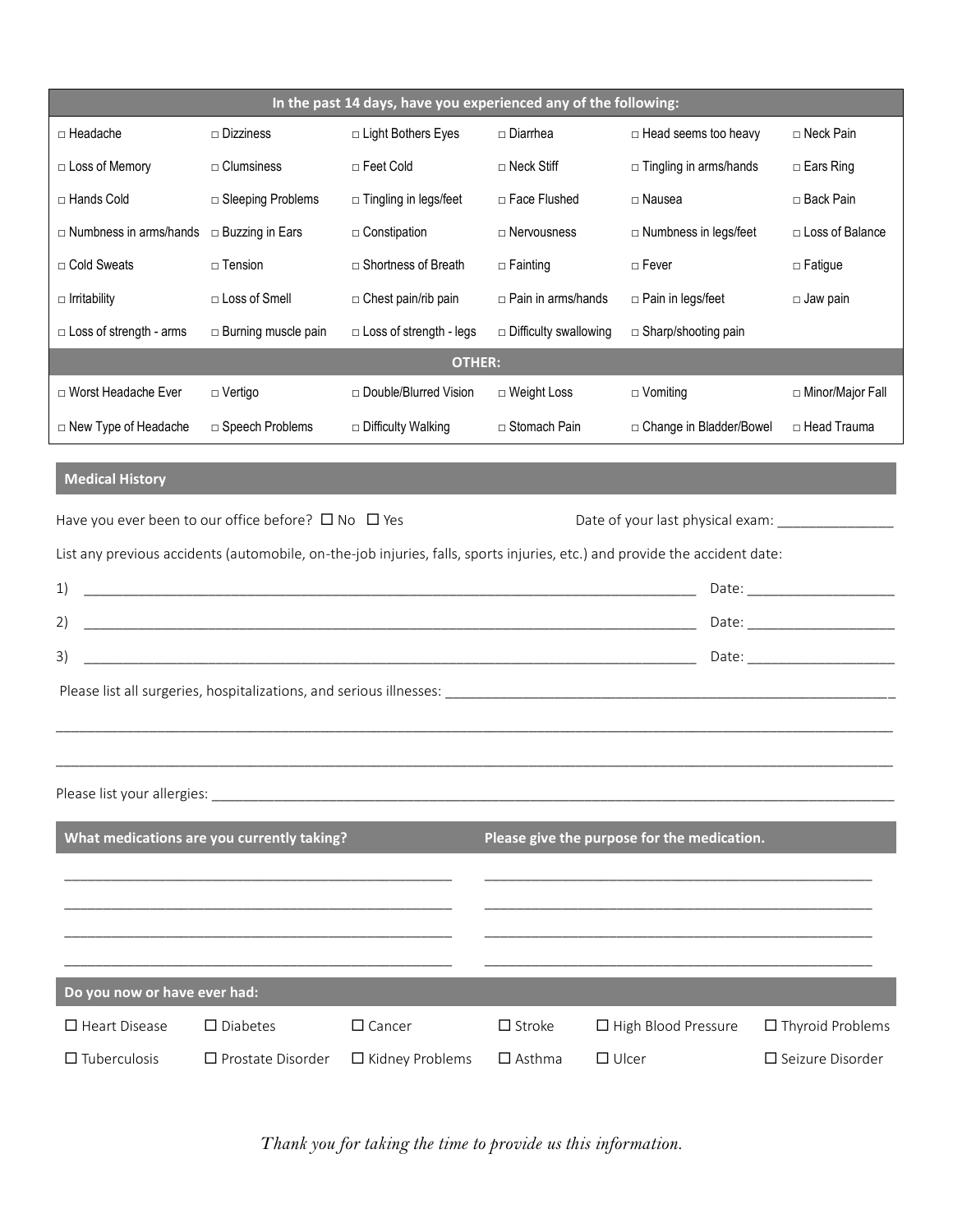| In the past 14 days, have you experienced any of the following: | | | | | |
|---|---|---|---|---|---|
| □ Headache | □ Dizziness | □ Light Bothers Eyes | □ Diarrhea | □ Head seems too heavy | □ Neck Pain |
| □ Loss of Memory | □ Clumsiness | □ Feet Cold | □ Neck Stiff | □ Tingling in arms/hands | □ Ears Ring |
| □ Hands Cold | □ Sleeping Problems | □ Tingling in legs/feet | □ Face Flushed | □ Nausea | □ Back Pain |
| □ Numbness in arms/hands | □ Buzzing in Ears | □ Constipation | □ Nervousness | □ Numbness in legs/feet | □ Loss of Balance |
| □ Cold Sweats | □ Tension | □ Shortness of Breath | □ Fainting | □ Fever | □ Fatigue |
| □ Irritability | □ Loss of Smell | □ Chest pain/rib pain | □ Pain in arms/hands | □ Pain in legs/feet | □ Jaw pain |
| □ Loss of strength - arms | □ Burning muscle pain | □ Loss of strength - legs | □ Difficulty swallowing | □ Sharp/shooting pain | |
| **OTHER:** | | | | | |
| □ Worst Headache Ever | □ Vertigo | □ Double/Blurred Vision | □ Weight Loss | □ Vomiting | □ Minor/Major Fall |
| □ New Type of Headache | □ Speech Problems | □ Difficulty Walking | □ Stomach Pain | □ Change in Bladder/Bowel | □ Head Trauma |

## Medical History

Have you ever been to our office before? ☐ No ☐ Yes

Date of your last physical exam: _______________

List any previous accidents (automobile, on-the-job injuries, falls, sports injuries, etc.) and provide the accident date:

1) ____________________________________________________________________________ Date: ___________________

2) ____________________________________________________________________________ Date: ___________________

3) ____________________________________________________________________________ Date: ___________________

Please list all surgeries, hospitalizations, and serious illnesses: ____________________________________________________________

____________________________________________________________________________________________________________

____________________________________________________________________________________________________________

Please list your allergies: ____________________________________________________________________________________________

| What medications are you currently taking? | Please give the purpose for the medication. |
|---|---|
| ________________________________________________ | ________________________________________________ |
| ________________________________________________ | ________________________________________________ |
| ________________________________________________ | ________________________________________________ |
| ________________________________________________ | ________________________________________________ |

| Do you now or have ever had: | | | | | |
|---|---|---|---|---|---|
| ☐ Heart Disease | ☐ Diabetes | ☐ Cancer | ☐ Stroke | ☐ High Blood Pressure | ☐ Thyroid Problems |
| ☐ Tuberculosis | ☐ Prostate Disorder | ☐ Kidney Problems | ☐ Asthma | ☐ Ulcer | ☐ Seizure Disorder |

*Thank you for taking the time to provide us this information.*